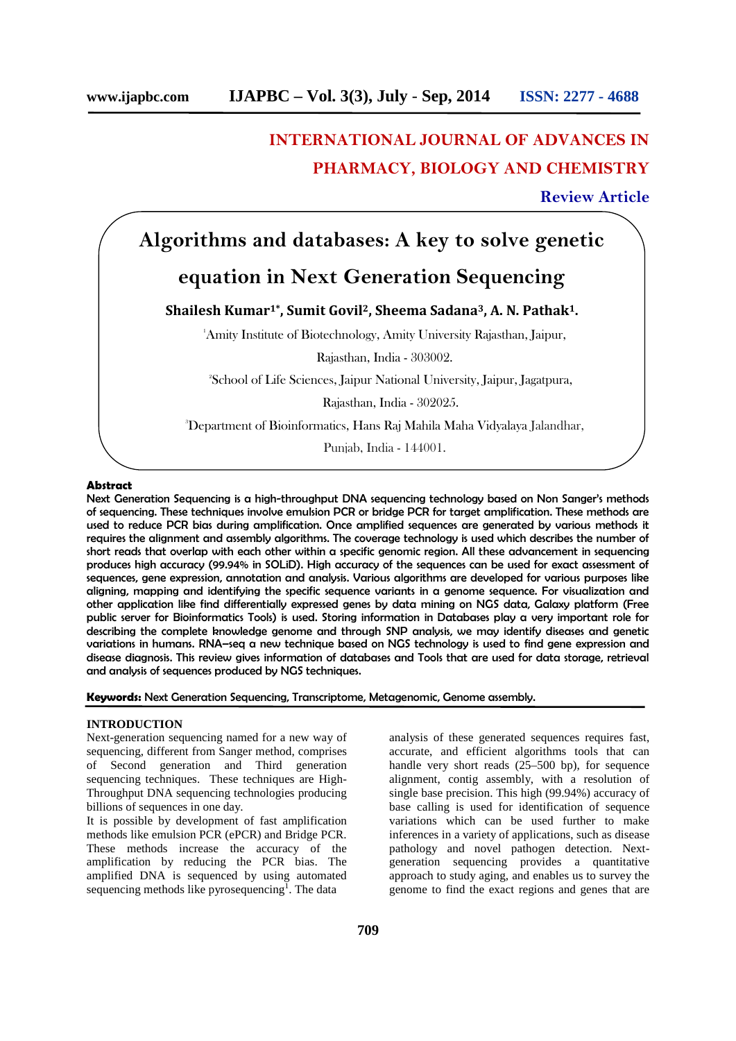# INTERNATIONAL JOURNAL OF ADVANCES IN PHARMACY, BIOLOGY AND CHEMISTRY

**Review Article**

# Algorithms and databases: A key to solve genetic equation in Next Generation Sequencing

**Shailesh Kumar[1*], Sumit Govil[2], Sheema Sadana[3], A. N. Pathak[1].**

[1]Amity Institute of Biotechnology, Amity University Rajasthan, Jaipur, Rajasthan, India - 303002.

[2]School of Life Sciences, Jaipur National University, Jaipur, Jagatpura, Rajasthan, India - 302025.

[3]Department of Bioinformatics, Hans Raj Mahila Maha Vidyalaya Jalandhar, Punjab, India - 144001.

**Abstract**

**Next Generation Sequencing is a high-throughput DNA sequencing technology based on Non Sanger's methods of sequencing. These techniques involve emulsion PCR or bridge PCR for target amplification. These methods are used to reduce PCR bias during amplification. Once amplified sequences are generated by various methods it requires the alignment and assembly algorithms. The coverage technology is used which describes the number of short reads that overlap with each other within a specific genomic region. All these advancement in sequencing produces high accuracy (99.94% in SOLiD). High accuracy of the sequences can be used for exact assessment of sequences, gene expression, annotation and analysis. Various algorithms are developed for various purposes like aligning, mapping and identifying the specific sequence variants in a genome sequence. For visualization and other application like find differentially expressed genes by data mining on NGS data, Galaxy platform (Free public server for Bioinformatics Tools) is used. Storing information in Databases play a very important role for describing the complete knowledge genome and through SNP analysis, we may identify diseases and genetic variations in humans. RNA–seq a new technique based on NGS technology is used to find gene expression and disease diagnosis. This review gives information of databases and Tools that are used for data storage, retrieval and analysis of sequences produced by NGS techniques.**

**Keywords:** Next Generation Sequencing, Transcriptome, Metagenomic, Genome assembly.

## INTRODUCTION

Next-generation sequencing named for a new way of sequencing, different from Sanger method, comprises of Second generation and Third generation sequencing techniques. These techniques are High-Throughput DNA sequencing technologies producing billions of sequences in one day.

It is possible by development of fast amplification methods like emulsion PCR (ePCR) and Bridge PCR. These methods increase the accuracy of the amplification by reducing the PCR bias. The amplified DNA is sequenced by using automated sequencing methods like pyrosequencing[1]. The data analysis of these generated sequences requires fast, accurate, and efficient algorithms tools that can handle very short reads (25–500 bp), for sequence alignment, contig assembly, with a resolution of single base precision. This high (99.94%) accuracy of base calling is used for identification of sequence variations which can be used further to make inferences in a variety of applications, such as disease pathology and novel pathogen detection. Next-generation sequencing provides a quantitative approach to study aging, and enables us to survey the genome to find the exact regions and genes that are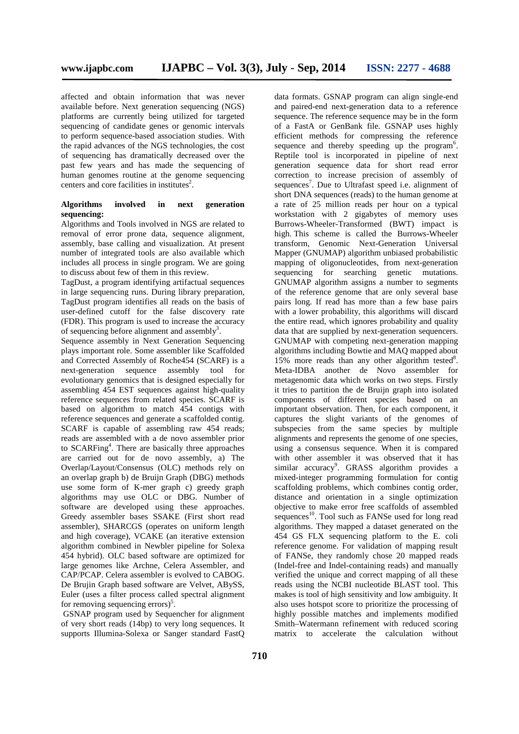affected and obtain information that was never available before. Next generation sequencing (NGS) platforms are currently being utilized for targeted sequencing of candidate genes or genomic intervals to perform sequence-based association studies. With the rapid advances of the NGS technologies, the cost of sequencing has dramatically decreased over the past few years and has made the sequencing of human genomes routine at the genome sequencing centers and core facilities in institutes[2].

**Algorithms involved in next generation sequencing:**

Algorithms and Tools involved in NGS are related to removal of error prone data, sequence alignment, assembly, base calling and visualization. At present number of integrated tools are also available which includes all process in single program. We are going to discuss about few of them in this review.

TagDust, a program identifying artifactual sequences in large sequencing runs. During library preparation, TagDust program identifies all reads on the basis of user-defined cutoff for the false discovery rate (FDR). This program is used to increase the accuracy of sequencing before alignment and assembly[3].

Sequence assembly in Next Generation Sequencing plays important role. Some assembler like Scaffolded and Corrected Assembly of Roche454 (SCARF) is a next-generation sequence assembly tool for evolutionary genomics that is designed especially for assembling 454 EST sequences against high-quality reference sequences from related species. SCARF is based on algorithm to match 454 contigs with reference sequences and generate a scaffolded contig. SCARF is capable of assembling raw 454 reads; reads are assembled with a de novo assembler prior to SCARFing[4]. There are basically three approaches are carried out for de novo assembly, a) The Overlap/Layout/Consensus (OLC) methods rely on an overlap graph b) de Bruijn Graph (DBG) methods use some form of K-mer graph c) greedy graph algorithms may use OLC or DBG. Number of software are developed using these approaches. Greedy assembler bases SSAKE (First short read assembler), SHARCGS (operates on uniform length and high coverage), VCAKE (an iterative extension algorithm combined in Newbler pipeline for Solexa 454 hybrid). OLC based software are optimized for large genomes like Archne, Celera Assembler, and CAP/PCAP. Celera assembler is evolved to CABOG. De Brujin Graph based software are Velvet, ABySS, Euler (uses a filter process called spectral alignment for removing sequencing errors)[5].

GSNAP program used by Sequencher for alignment of very short reads (14bp) to very long sequences. It supports Illumina-Solexa or Sanger standard FastQ data formats. GSNAP program can align single-end and paired-end next-generation data to a reference sequence. The reference sequence may be in the form of a FastA or GenBank file. GSNAP uses highly efficient methods for compressing the reference sequence and thereby speeding up the program[6]. Reptile tool is incorporated in pipeline of next generation sequence data for short read error correction to increase precision of assembly of sequences[7]. Due to Ultrafast speed i.e. alignment of short DNA sequences (reads) to the human genome at a rate of 25 million reads per hour on a typical workstation with 2 gigabytes of memory uses Burrows-Wheeler-Transformed (BWT) impact is high. This scheme is called the Burrows-Wheeler transform, Genomic Next-Generation Universal Mapper (GNUMAP) algorithm unbiased probabilistic mapping of oligonucleotides, from next-generation sequencing for searching genetic mutations. GNUMAP algorithm assigns a number to segments of the reference genome that are only several base pairs long. If read has more than a few base pairs with a lower probability, this algorithms will discard the entire read, which ignores probability and quality data that are supplied by next-generation sequencers. GNUMAP with competing next-generation mapping algorithms including Bowtie and MAQ mapped about 15% more reads than any other algorithm tested[8]. Meta-IDBA another de Novo assembler for metagenomic data which works on two steps. Firstly it tries to partition the de Bruijn graph into isolated components of different species based on an important observation. Then, for each component, it captures the slight variants of the genomes of subspecies from the same species by multiple alignments and represents the genome of one species, using a consensus sequence. When it is compared with other assembler it was observed that it has similar accuracy[9]. GRASS algorithm provides a mixed-integer programming formulation for contig scaffolding problems, which combines contig order, distance and orientation in a single optimization objective to make error free scaffolds of assembled sequences[10]. Tool such as FANSe used for long read algorithms. They mapped a dataset generated on the 454 GS FLX sequencing platform to the E. coli reference genome. For validation of mapping result of FANSe, they randomly chose 20 mapped reads (Indel-free and Indel-containing reads) and manually verified the unique and correct mapping of all these reads using the NCBI nucleotide BLAST tool. This makes is tool of high sensitivity and low ambiguity. It also uses hotspot score to prioritize the processing of highly possible matches and implements modified Smith–Watermann refinement with reduced scoring matrix to accelerate the calculation without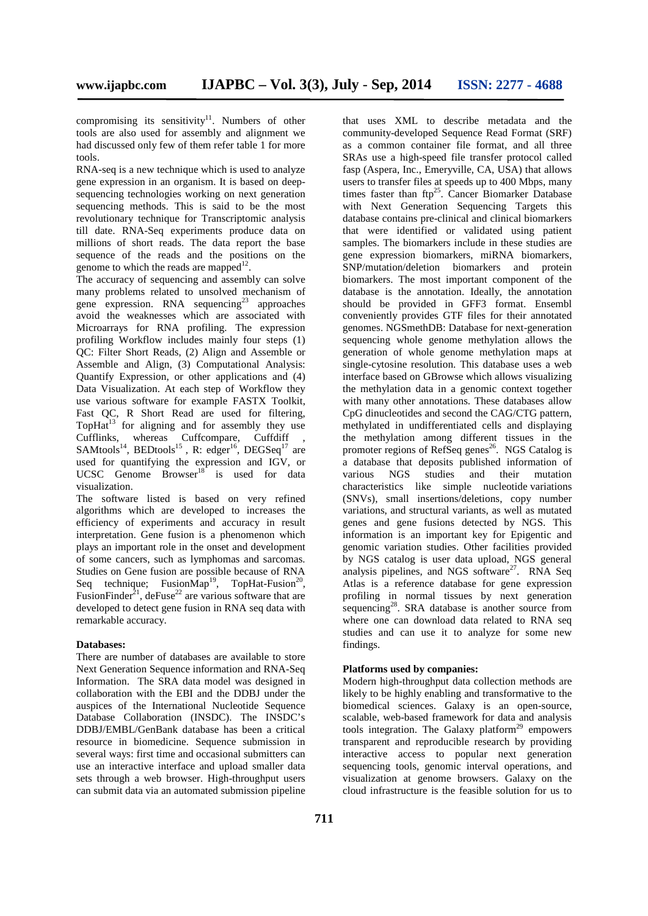compromising its sensitivity[11]. Numbers of other tools are also used for assembly and alignment we had discussed only few of them refer table 1 for more tools.

RNA-seq is a new technique which is used to analyze gene expression in an organism. It is based on deep-sequencing technologies working on next generation sequencing methods. This is said to be the most revolutionary technique for Transcriptomic analysis till date. RNA-Seq experiments produce data on millions of short reads. The data report the base sequence of the reads and the positions on the genome to which the reads are mapped[12].

The accuracy of sequencing and assembly can solve many problems related to unsolved mechanism of gene expression. RNA sequencing[23] approaches avoid the weaknesses which are associated with Microarrays for RNA profiling. The expression profiling Workflow includes mainly four steps (1) QC: Filter Short Reads, (2) Align and Assemble or Assemble and Align, (3) Computational Analysis: Quantify Expression, or other applications and (4) Data Visualization. At each step of Workflow they use various software for example FASTX Toolkit, Fast QC, R Short Read are used for filtering, TopHat[13] for aligning and for assembly they use Cufflinks, whereas Cuffcompare, Cuffdiff , SAMtools[14], BEDtools[15] , R: edger[16], DEGSeq[17] are used for quantifying the expression and IGV, or UCSC Genome Browser[18] is used for data visualization.

The software listed is based on very refined algorithms which are developed to increases the efficiency of experiments and accuracy in result interpretation. Gene fusion is a phenomenon which plays an important role in the onset and development of some cancers, such as lymphomas and sarcomas. Studies on Gene fusion are possible because of RNA Seq technique; FusionMap[19], TopHat-Fusion[20], FusionFinder[21], deFuse[22] are various software that are developed to detect gene fusion in RNA seq data with remarkable accuracy.

**Databases:**

There are number of databases are available to store Next Generation Sequence information and RNA-Seq Information. The SRA data model was designed in collaboration with the EBI and the DDBJ under the auspices of the International Nucleotide Sequence Database Collaboration (INSDC). The INSDC's DDBJ/EMBL/GenBank database has been a critical resource in biomedicine. Sequence submission in several ways: first time and occasional submitters can use an interactive interface and upload smaller data sets through a web browser. High-throughput users can submit data via an automated submission pipeline that uses XML to describe metadata and the community-developed Sequence Read Format (SRF) as a common container file format, and all three SRAs use a high-speed file transfer protocol called fasp (Aspera, Inc., Emeryville, CA, USA) that allows users to transfer files at speeds up to 400 Mbps, many times faster than ftp[25]. Cancer Biomarker Database with Next Generation Sequencing Targets this database contains pre-clinical and clinical biomarkers that were identified or validated using patient samples. The biomarkers include in these studies are gene expression biomarkers, miRNA biomarkers, SNP/mutation/deletion biomarkers and protein biomarkers. The most important component of the database is the annotation. Ideally, the annotation should be provided in GFF3 format. Ensembl conveniently provides GTF files for their annotated genomes. NGSmethDB: Database for next-generation sequencing whole genome methylation allows the generation of whole genome methylation maps at single-cytosine resolution. This database uses a web interface based on GBrowse which allows visualizing the methylation data in a genomic context together with many other annotations. These databases allow CpG dinucleotides and second the CAG/CTG pattern, methylated in undifferentiated cells and displaying the methylation among different tissues in the promoter regions of RefSeq genes[26]. NGS Catalog is a database that deposits published information of various NGS studies and their mutation characteristics like simple nucleotide variations (SNVs), small insertions/deletions, copy number variations, and structural variants, as well as mutated genes and gene fusions detected by NGS. This information is an important key for Epigentic and genomic variation studies. Other facilities provided by NGS catalog is user data upload, NGS general analysis pipelines, and NGS software[27]. RNA Seq Atlas is a reference database for gene expression profiling in normal tissues by next generation sequencing[28]. SRA database is another source from where one can download data related to RNA seq studies and can use it to analyze for some new findings.

**Platforms used by companies:**

Modern high-throughput data collection methods are likely to be highly enabling and transformative to the biomedical sciences. Galaxy is an open-source, scalable, web-based framework for data and analysis tools integration. The Galaxy platform[29] empowers transparent and reproducible research by providing interactive access to popular next generation sequencing tools, genomic interval operations, and visualization at genome browsers. Galaxy on the cloud infrastructure is the feasible solution for us to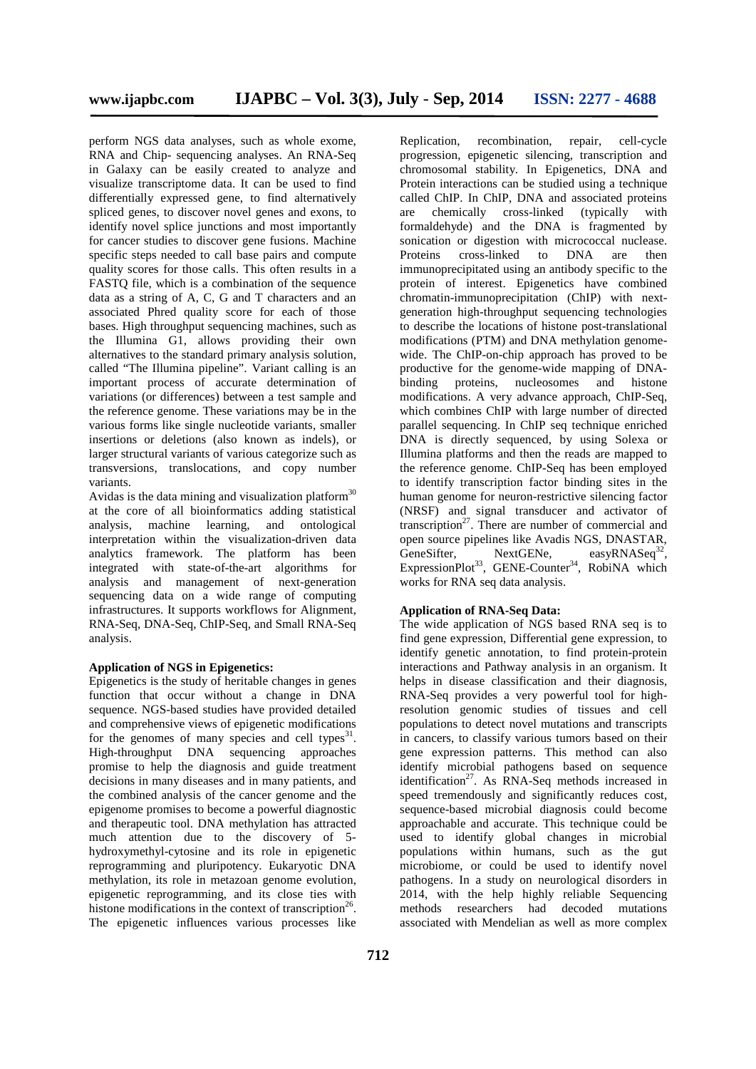perform NGS data analyses, such as whole exome, RNA and Chip- sequencing analyses. An RNA-Seq in Galaxy can be easily created to analyze and visualize transcriptome data. It can be used to find differentially expressed gene, to find alternatively spliced genes, to discover novel genes and exons, to identify novel splice junctions and most importantly for cancer studies to discover gene fusions. Machine specific steps needed to call base pairs and compute quality scores for those calls. This often results in a FASTQ file, which is a combination of the sequence data as a string of A, C, G and T characters and an associated Phred quality score for each of those bases. High throughput sequencing machines, such as the Illumina G1, allows providing their own alternatives to the standard primary analysis solution, called "The Illumina pipeline". Variant calling is an important process of accurate determination of variations (or differences) between a test sample and the reference genome. These variations may be in the various forms like single nucleotide variants, smaller insertions or deletions (also known as indels), or larger structural variants of various categorize such as transversions, translocations, and copy number variants.

Avidas is the data mining and visualization platform[30] at the core of all bioinformatics adding statistical analysis, machine learning, and ontological interpretation within the visualization-driven data analytics framework. The platform has been integrated with state-of-the-art algorithms for analysis and management of next-generation sequencing data on a wide range of computing infrastructures. It supports workflows for Alignment, RNA-Seq, DNA-Seq, ChIP-Seq, and Small RNA-Seq analysis.

**Application of NGS in Epigenetics:**

Epigenetics is the study of heritable changes in genes function that occur without a change in DNA sequence. NGS-based studies have provided detailed and comprehensive views of epigenetic modifications for the genomes of many species and cell types[31]. High-throughput DNA sequencing approaches promise to help the diagnosis and guide treatment decisions in many diseases and in many patients, and the combined analysis of the cancer genome and the epigenome promises to become a powerful diagnostic and therapeutic tool. DNA methylation has attracted much attention due to the discovery of 5-hydroxymethyl-cytosine and its role in epigenetic reprogramming and pluripotency. Eukaryotic DNA methylation, its role in metazoan genome evolution, epigenetic reprogramming, and its close ties with histone modifications in the context of transcription[26]. The epigenetic influences various processes like Replication, recombination, repair, cell-cycle progression, epigenetic silencing, transcription and chromosomal stability. In Epigenetics, DNA and Protein interactions can be studied using a technique called ChIP. In ChIP, DNA and associated proteins are chemically cross-linked (typically with formaldehyde) and the DNA is fragmented by sonication or digestion with micrococcal nuclease. Proteins cross-linked to DNA are then immunoprecipitated using an antibody specific to the protein of interest. Epigenetics have combined chromatin-immunoprecipitation (ChIP) with next-generation high-throughput sequencing technologies to describe the locations of histone post-translational modifications (PTM) and DNA methylation genome-wide. The ChIP-on-chip approach has proved to be productive for the genome-wide mapping of DNA-binding proteins, nucleosomes and histone modifications. A very advance approach, ChIP-Seq, which combines ChIP with large number of directed parallel sequencing. In ChIP seq technique enriched DNA is directly sequenced, by using Solexa or Illumina platforms and then the reads are mapped to the reference genome. ChIP-Seq has been employed to identify transcription factor binding sites in the human genome for neuron-restrictive silencing factor (NRSF) and signal transducer and activator of transcription[27]. There are number of commercial and open source pipelines like Avadis NGS, DNASTAR, GeneSifter, NextGENe, easyRNASeq[32], ExpressionPlot[33], GENE-Counter[34], RobiNA which works for RNA seq data analysis.

**Application of RNA-Seq Data:**

The wide application of NGS based RNA seq is to find gene expression, Differential gene expression, to identify genetic annotation, to find protein-protein interactions and Pathway analysis in an organism. It helps in disease classification and their diagnosis, RNA-Seq provides a very powerful tool for high-resolution genomic studies of tissues and cell populations to detect novel mutations and transcripts in cancers, to classify various tumors based on their gene expression patterns. This method can also identify microbial pathogens based on sequence identification[27]. As RNA-Seq methods increased in speed tremendously and significantly reduces cost, sequence-based microbial diagnosis could become approachable and accurate. This technique could be used to identify global changes in microbial populations within humans, such as the gut microbiome, or could be used to identify novel pathogens. In a study on neurological disorders in 2014, with the help highly reliable Sequencing methods researchers had decoded mutations associated with Mendelian as well as more complex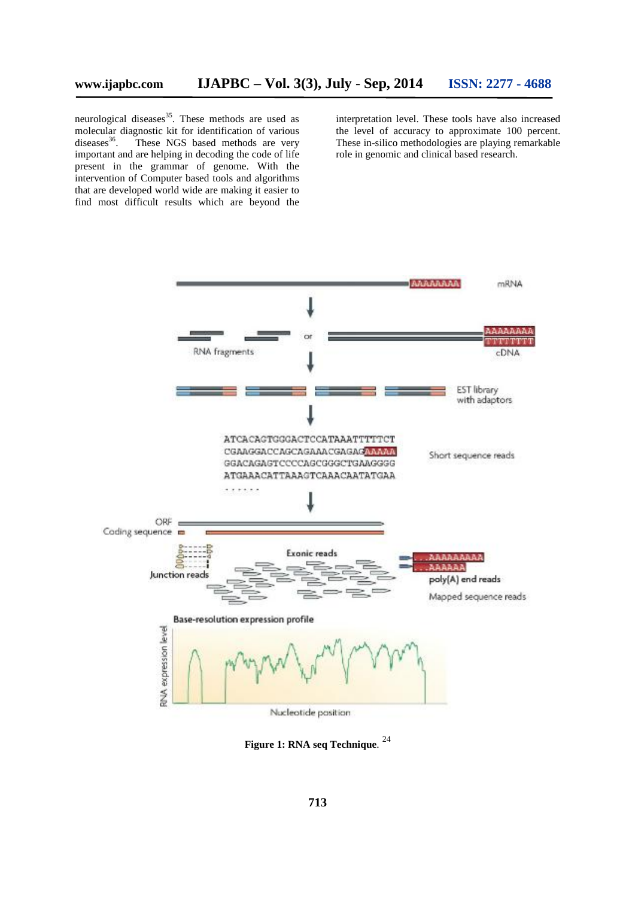neurological diseases[35]. These methods are used as molecular diagnostic kit for identification of various diseases[36]. These NGS based methods are very important and are helping in decoding the code of life present in the grammar of genome. With the intervention of Computer based tools and algorithms that are developed world wide are making it easier to find most difficult results which are beyond the interpretation level. These tools have also increased the level of accuracy to approximate 100 percent. These in-silico methodologies are playing remarkable role in genomic and clinical based research.

**Figure 1: RNA seq Technique**. [24]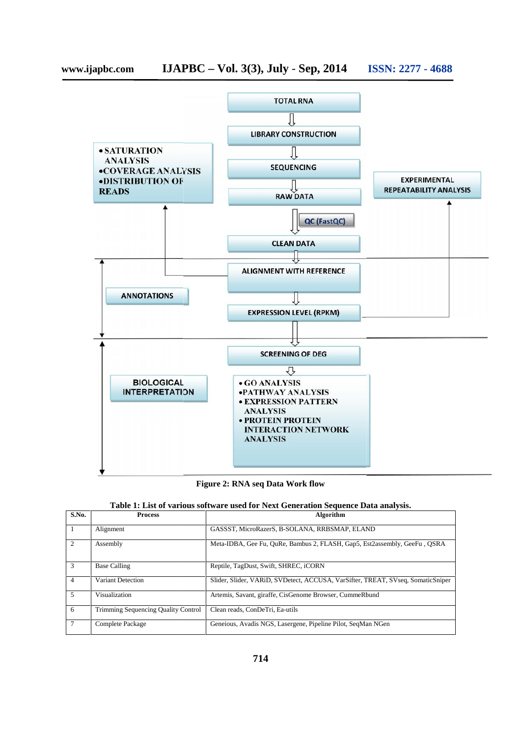TOTAL RNA

LIBRARY CONSTRUCTION

SEQUENCING

RAW DATA

QC (FastQC)

CLEAN DATA

ALIGNMENT WITH REFERENCE

EXPRESSION LEVEL (RPKM)

SCREENING OF DEG

- SATURATION ANALYSIS
- COVERAGE ANALYSIS
- DISTRIBUTION OF READS

EXPERIMENTAL REPEATABILITY ANALYSIS

ANNOTATIONS

BIOLOGICAL INTERPRETATION

- GO ANALYSIS
- PATHWAY ANALYSIS
- EXPRESSION PATTERN ANALYSIS
- PROTEIN PROTEIN INTERACTION NETWORK ANALYSIS

**Figure 2: RNA seq Data Work flow**

**Table 1: List of various software used for Next Generation Sequence Data analysis.**

| S.No. | Process | Algorithm |
|---|---|---|
| 1 | Alignment | GASSST, MicroRazerS, B-SOLANA, RRBSMAP, ELAND |
| 2 | Assembly | Meta-IDBA, Gee Fu, QuRe, Bambus 2, FLASH, Gap5, Est2assembly, GeeFu , QSRA |
| 3 | Base Calling | Reptile, TagDust, Swift, SHREC, iCORN |
| 4 | Variant Detection | Slider, Slider, VARiD, SVDetect, ACCUSA, VarSifter, TREAT, SVseq, SomaticSniper |
| 5 | Visualization | Artemis, Savant, giraffe, CisGenome Browser, CummeRbund |
| 6 | Trimming Sequencing Quality Control | Clean reads, ConDeTri, Ea-utils |
| 7 | Complete Package | Geneious, Avadis NGS, Lasergene, Pipeline Pilot, SeqMan NGen |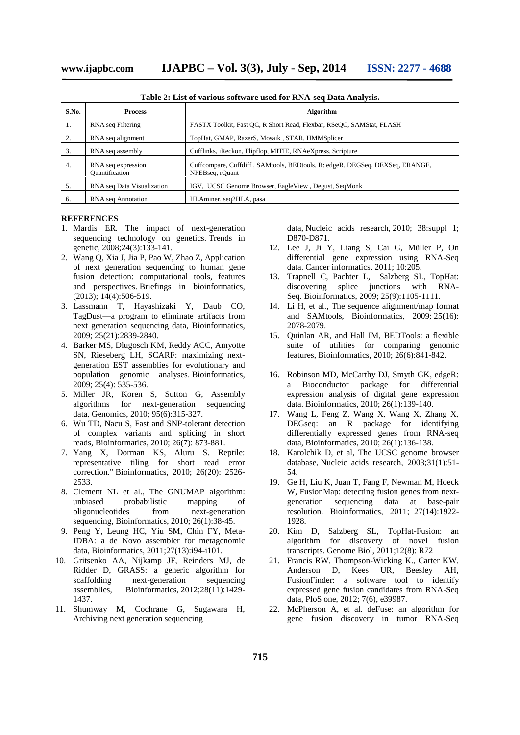**Table 2: List of various software used for RNA-seq Data Analysis.**

| S.No. | Process | Algorithm |
|---|---|---|
| 1. | RNA seq Filtering | FASTX Toolkit, Fast QC, R Short Read, Flexbar, RSeQC, SAMStat, FLASH |
| 2. | RNA seq alignment | TopHat, GMAP, RazerS, Mosaik , STAR, HMMSplicer |
| 3. | RNA seq assembly | Cufflinks, iReckon, Flipflop, MITIE, RNAeXpress, Scripture |
| 4. | RNA seq expression Quantification | Cuffcompare, Cuffdiff , SAMtools, BEDtools, R: edgeR, DEGSeq, DEXSeq, ERANGE, NPEBseq, rQuant |
| 5. | RNA seq Data Visualization | IGV, UCSC Genome Browser, EagleView , Degust, SeqMonk |
| 6. | RNA seq Annotation | HLAminer, seq2HLA, pasa |

## REFERENCES

1. Mardis ER. The impact of next-generation sequencing technology on genetics. Trends in genetic, 2008;24(3):133-141.
2. Wang Q, Xia J, Jia P, Pao W, Zhao Z, Application of next generation sequencing to human gene fusion detection: computational tools, features and perspectives. Briefings in bioinformatics, (2013); 14(4):506-519.
3. Lassmann T, Hayashizaki Y, Daub CO, TagDust—a program to eliminate artifacts from next generation sequencing data, Bioinformatics, 2009; 25(21):2839-2840.
4. Barker MS, Dlugosch KM, Reddy ACC, Amyotte SN, Rieseberg LH, SCARF: maximizing next-generation EST assemblies for evolutionary and population genomic analyses. Bioinformatics, 2009; 25(4): 535-536.
5. Miller JR, Koren S, Sutton G, Assembly algorithms for next-generation sequencing data, Genomics, 2010; 95(6):315-327.
6. Wu TD, Nacu S, Fast and SNP-tolerant detection of complex variants and splicing in short reads, Bioinformatics, 2010; 26(7): 873-881.
7. Yang X, Dorman KS, Aluru S. Reptile: representative tiling for short read error correction." Bioinformatics, 2010; 26(20): 2526-2533.
8. Clement NL et al., The GNUMAP algorithm: unbiased probabilistic mapping of oligonucleotides from next-generation sequencing, Bioinformatics, 2010; 26(1):38-45.
9. Peng Y, Leung HC, Yiu SM, Chin FY, Meta-IDBA: a de Novo assembler for metagenomic data, Bioinformatics, 2011;27(13):i94-i101.
10. Gritsenko AA, Nijkamp JF, Reinders MJ, de Ridder D, GRASS: a generic algorithm for scaffolding next-generation sequencing assemblies, Bioinformatics, 2012;28(11):1429-1437.
11. Shumway M, Cochrane G, Sugawara H, Archiving next generation sequencing data, Nucleic acids research, 2010; 38:suppl 1; D870-D871.
12. Lee J, Ji Y, Liang S, Cai G, Müller P, On differential gene expression using RNA-Seq data. Cancer informatics, 2011; 10:205.
13. Trapnell C, Pachter L, Salzberg SL, TopHat: discovering splice junctions with RNA-Seq. Bioinformatics, 2009; 25(9):1105-1111.
14. Li H, et al., The sequence alignment/map format and SAMtools, Bioinformatics, 2009; 25(16): 2078-2079.
15. Quinlan AR, and Hall IM, BEDTools: a flexible suite of utilities for comparing genomic features, Bioinformatics, 2010; 26(6):841-842.
16. Robinson MD, McCarthy DJ, Smyth GK, edgeR: a Bioconductor package for differential expression analysis of digital gene expression data. Bioinformatics, 2010; 26(1):139-140.
17. Wang L, Feng Z, Wang X, Wang X, Zhang X, DEGseq: an R package for identifying differentially expressed genes from RNA-seq data, Bioinformatics, 2010; 26(1):136-138.
18. Karolchik D, et al, The UCSC genome browser database, Nucleic acids research, 2003;31(1):51-54.
19. Ge H, Liu K, Juan T, Fang F, Newman M, Hoeck W, FusionMap: detecting fusion genes from next-generation sequencing data at base-pair resolution. Bioinformatics, 2011; 27(14):1922-1928.
20. Kim D, Salzberg SL, TopHat-Fusion: an algorithm for discovery of novel fusion transcripts. Genome Biol, 2011;12(8): R72
21. Francis RW, Thompson-Wicking K., Carter KW, Anderson D, Kees UR, Beesley AH, FusionFinder: a software tool to identify expressed gene fusion candidates from RNA-Seq data, PloS one, 2012; 7(6), e39987.
22. McPherson A, et al. deFuse: an algorithm for gene fusion discovery in tumor RNA-Seq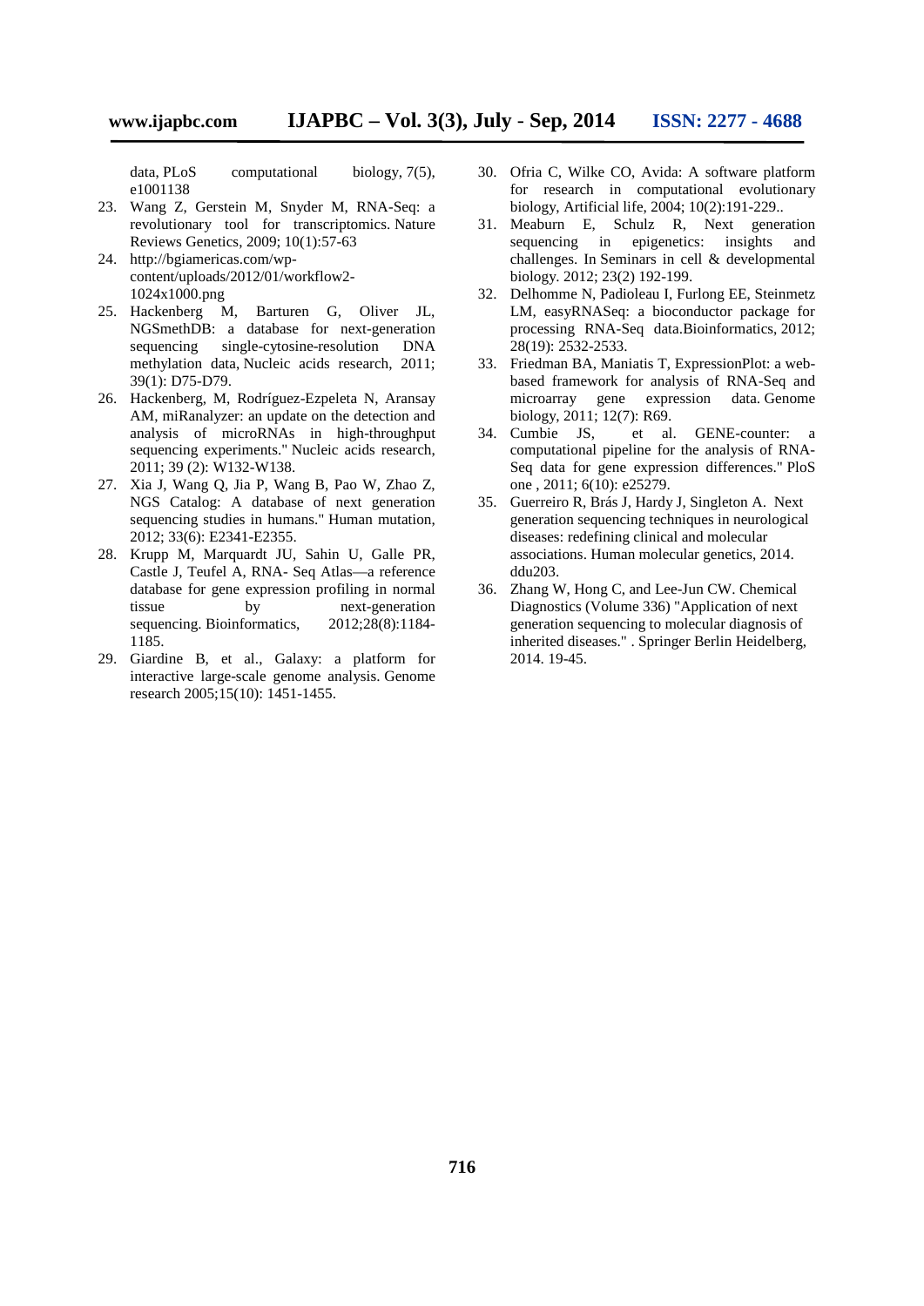data, PLoS computational biology, 7(5), e1001138

23. Wang Z, Gerstein M, Snyder M, RNA-Seq: a revolutionary tool for transcriptomics. Nature Reviews Genetics, 2009; 10(1):57-63
24. http://bgiamericas.com/wp-content/uploads/2012/01/workflow2-1024x1000.png
25. Hackenberg M, Barturen G, Oliver JL, NGSmethDB: a database for next-generation sequencing single-cytosine-resolution DNA methylation data, Nucleic acids research, 2011; 39(1): D75-D79.
26. Hackenberg, M, Rodríguez-Ezpeleta N, Aransay AM, miRanalyzer: an update on the detection and analysis of microRNAs in high-throughput sequencing experiments." Nucleic acids research, 2011; 39 (2): W132-W138.
27. Xia J, Wang Q, Jia P, Wang B, Pao W, Zhao Z, NGS Catalog: A database of next generation sequencing studies in humans." Human mutation, 2012; 33(6): E2341-E2355.
28. Krupp M, Marquardt JU, Sahin U, Galle PR, Castle J, Teufel A, RNA- Seq Atlas—a reference database for gene expression profiling in normal tissue by next-generation sequencing. Bioinformatics, 2012;28(8):1184-1185.
29. Giardine B, et al., Galaxy: a platform for interactive large-scale genome analysis. Genome research 2005;15(10): 1451-1455.
30. Ofria C, Wilke CO, Avida: A software platform for research in computational evolutionary biology, Artificial life, 2004; 10(2):191-229..
31. Meaburn E, Schulz R, Next generation sequencing in epigenetics: insights and challenges. In Seminars in cell & developmental biology. 2012; 23(2) 192-199.
32. Delhomme N, Padioleau I, Furlong EE, Steinmetz LM, easyRNASeq: a bioconductor package for processing RNA-Seq data.Bioinformatics, 2012; 28(19): 2532-2533.
33. Friedman BA, Maniatis T, ExpressionPlot: a web-based framework for analysis of RNA-Seq and microarray gene expression data. Genome biology, 2011; 12(7): R69.
34. Cumbie JS, et al. GENE-counter: a computational pipeline for the analysis of RNA-Seq data for gene expression differences." PloS one , 2011; 6(10): e25279.
35. Guerreiro R, Brás J, Hardy J, Singleton A. Next generation sequencing techniques in neurological diseases: redefining clinical and molecular associations. Human molecular genetics, 2014. ddu203.
36. Zhang W, Hong C, and Lee-Jun CW. Chemical Diagnostics (Volume 336) "Application of next generation sequencing to molecular diagnosis of inherited diseases." . Springer Berlin Heidelberg, 2014. 19-45.